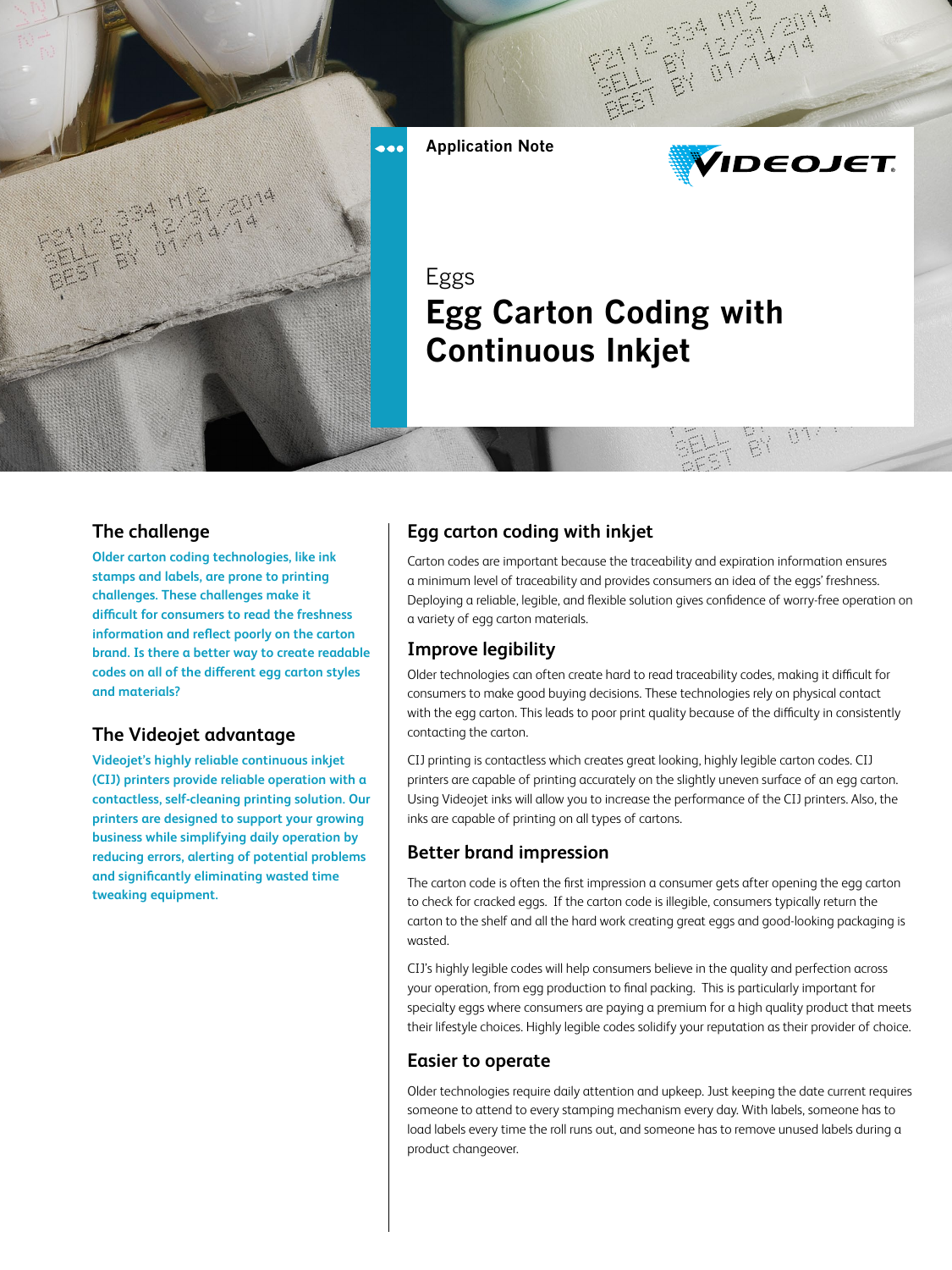Application Note

Eggs

# Egg Carton Coding with Continuous Inkjet

## The challenge

**Older carton coding technologies, like ink stamps and labels, are prone to printing challenges. These challenges make it difficult for consumers to read the freshness information and reflect poorly on the carton brand. Is there a better way to create readable codes on all of the different egg carton styles and materials?**

## The Videojet advantage

**Videojet's highly reliable continuous inkjet (CIJ) printers provide reliable operation with a contactless, self-cleaning printing solution. Our printers are designed to support your growing business while simplifying daily operation by reducing errors, alerting of potential problems and significantly eliminating wasted time tweaking equipment.**

## Egg carton coding with inkjet

Carton codes are important because the traceability and expiration information ensures a minimum level of traceability and provides consumers an idea of the eggs' freshness. Deploying a reliable, legible, and flexible solution gives confidence of worry-free operation on a variety of egg carton materials.

## Improve legibility

Older technologies can often create hard to read traceability codes, making it difficult for consumers to make good buying decisions. These technologies rely on physical contact with the egg carton. This leads to poor print quality because of the difficulty in consistently contacting the carton.

CIJ printing is contactless which creates great looking, highly legible carton codes. CIJ printers are capable of printing accurately on the slightly uneven surface of an egg carton. Using Videojet inks will allow you to increase the performance of the CIJ printers. Also, the inks are capable of printing on all types of cartons.

## Better brand impression

The carton code is often the first impression a consumer gets after opening the egg carton to check for cracked eggs. If the carton code is illegible, consumers typically return the carton to the shelf and all the hard work creating great eggs and good-looking packaging is wasted.

CIJ's highly legible codes will help consumers believe in the quality and perfection across your operation, from egg production to final packing. This is particularly important for specialty eggs where consumers are paying a premium for a high quality product that meets their lifestyle choices. Highly legible codes solidify your reputation as their provider of choice.

## Easier to operate

Older technologies require daily attention and upkeep. Just keeping the date current requires someone to attend to every stamping mechanism every day. With labels, someone has to load labels every time the roll runs out, and someone has to remove unused labels during a product changeover.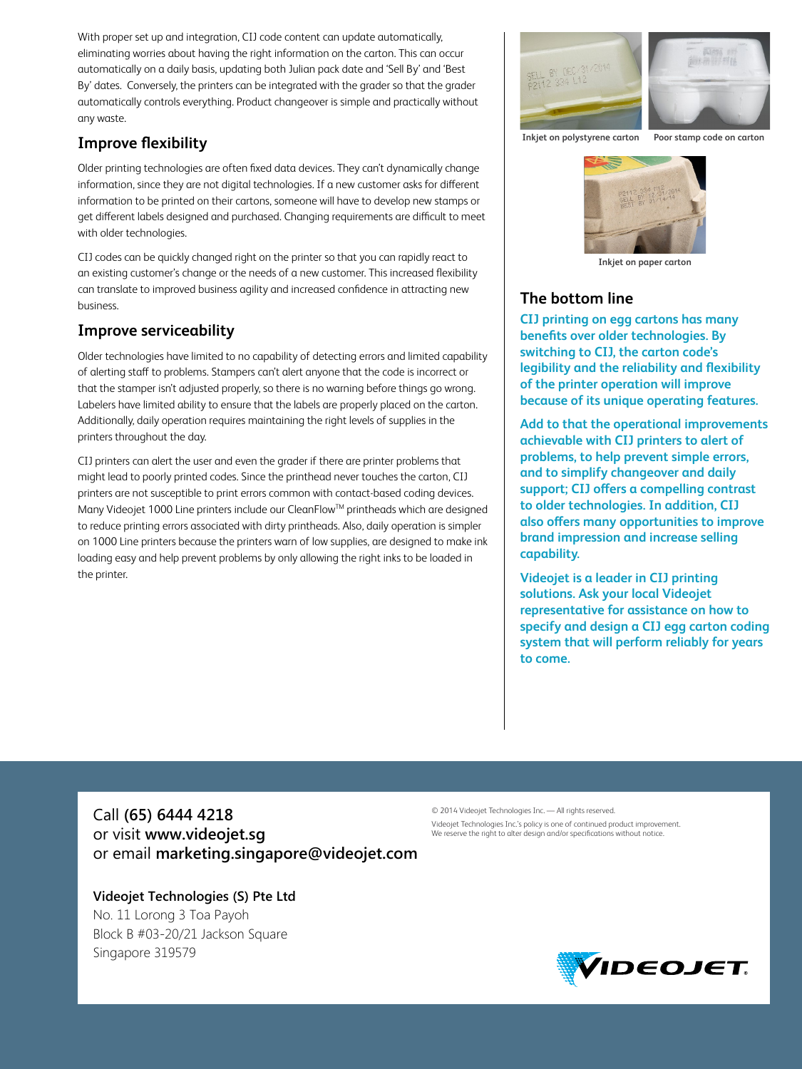With proper set up and integration, CIJ code content can update automatically, eliminating worries about having the right information on the carton. This can occur automatically on a daily basis, updating both Julian pack date and 'Sell By' and 'Best By' dates. Conversely, the printers can be integrated with the grader so that the grader automatically controls everything. Product changeover is simple and practically without any waste.

## Improve flexibility

Older printing technologies are often fixed data devices. They can't dynamically change information, since they are not digital technologies. If a new customer asks for different information to be printed on their cartons, someone will have to develop new stamps or get different labels designed and purchased. Changing requirements are difficult to meet with older technologies.

CIJ codes can be quickly changed right on the printer so that you can rapidly react to an existing customer's change or the needs of a new customer. This increased flexibility can translate to improved business agility and increased confidence in attracting new business.

## Improve serviceability

Older technologies have limited to no capability of detecting errors and limited capability of alerting staff to problems. Stampers can't alert anyone that the code is incorrect or that the stamper isn't adjusted properly, so there is no warning before things go wrong. Labelers have limited ability to ensure that the labels are properly placed on the carton. Additionally, daily operation requires maintaining the right levels of supplies in the printers throughout the day.

CIJ printers can alert the user and even the grader if there are printer problems that might lead to poorly printed codes. Since the printhead never touches the carton, CIJ printers are not susceptible to print errors common with contact-based coding devices. Many Videojet 1000 Line printers include our CleanFlow™ printheads which are designed to reduce printing errors associated with dirty printheads. Also, daily operation is simpler on 1000 Line printers because the printers warn of low supplies, are designed to make ink loading easy and help prevent problems by only allowing the right inks to be loaded in the printer.

Inkjet on polystyrene carton

Poor stamp code on carton

Inkjet on paper carton

## The bottom line

**CIJ printing on egg cartons has many benefits over older technologies. By switching to CIJ, the carton code's legibility and the reliability and flexibility of the printer operation will improve because of its unique operating features.**

**Add to that the operational improvements achievable with CIJ printers to alert of problems, to help prevent simple errors, and to simplify changeover and daily support; CIJ offers a compelling contrast to older technologies. In addition, CIJ also offers many opportunities to improve brand impression and increase selling capability.**

**Videojet is a leader in CIJ printing solutions. Ask your local Videojet representative for assistance on how to specify and design a CIJ egg carton coding system that will perform reliably for years to come.**

Call **(65) 6444 4218**
or visit **www.videojet.sg**
or email **marketing.singapore@videojet.com**

**Videojet Technologies (S) Pte Ltd**
No. 11 Lorong 3 Toa Payoh
Block B #03-20/21 Jackson Square
Singapore 319579

© 2014 Videojet Technologies Inc. — All rights reserved.

Videojet Technologies Inc.'s policy is one of continued product improvement. We reserve the right to alter design and/or specifications without notice.